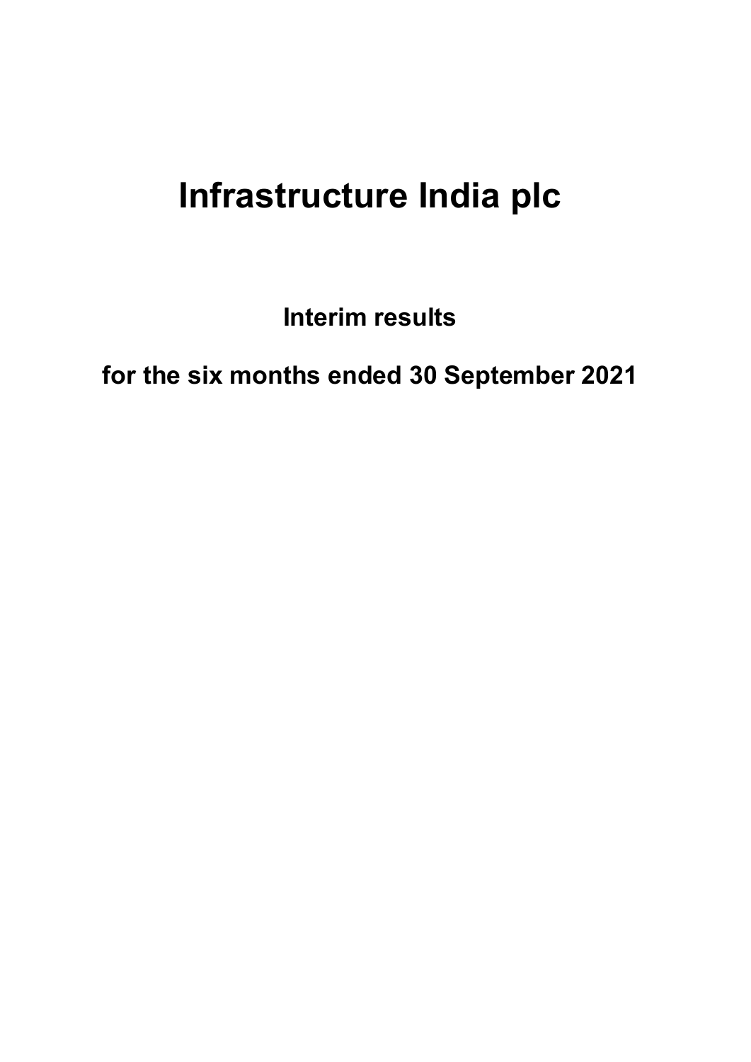# Infrastructure India plc

## Interim results

## for the six months ended 30 September 2021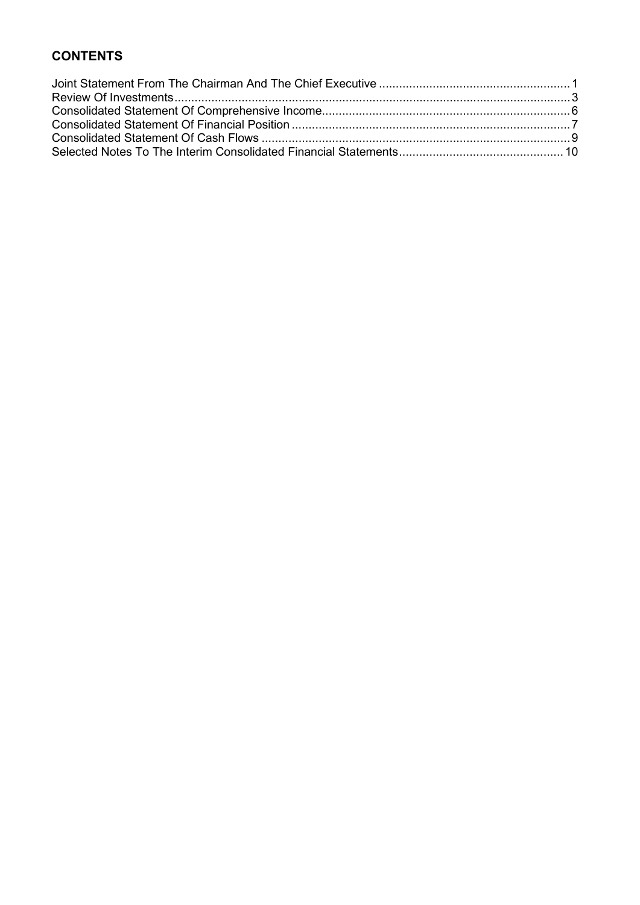## CONTENTS

Joint Statement From The Chairman And The Chief Executive ........................................................ 1
Review Of Investments ................................................................................................................... 3
Consolidated Statement Of Comprehensive Income ....................................................................... 6
Consolidated Statement Of Financial Position ................................................................................ 7
Consolidated Statement Of Cash Flows .......................................................................................... 9
Selected Notes To The Interim Consolidated Financial Statements ............................................... 10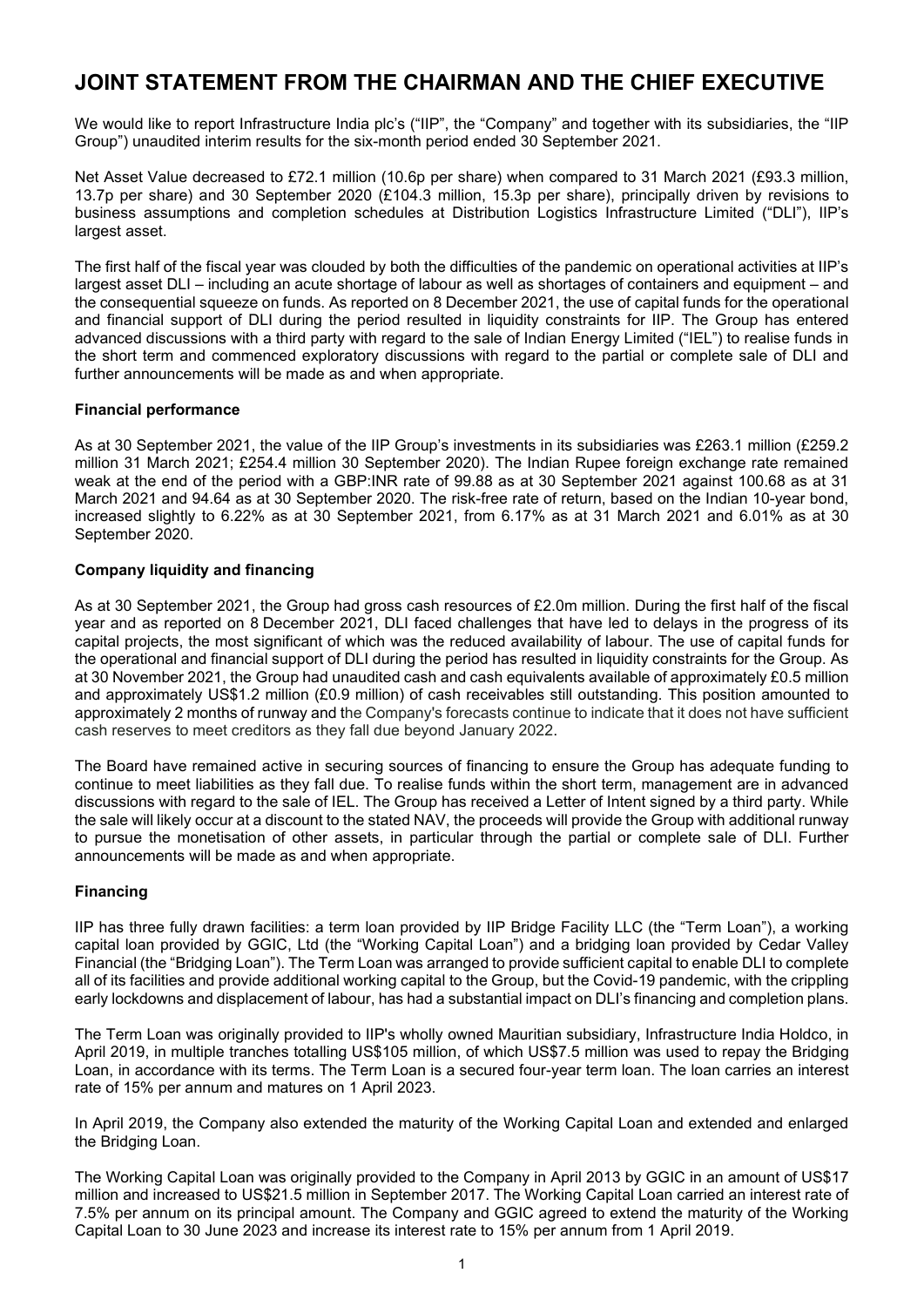# JOINT STATEMENT FROM THE CHAIRMAN AND THE CHIEF EXECUTIVE

We would like to report Infrastructure India plc's ("IIP", the "Company" and together with its subsidiaries, the "IIP Group") unaudited interim results for the six-month period ended 30 September 2021.

Net Asset Value decreased to £72.1 million (10.6p per share) when compared to 31 March 2021 (£93.3 million, 13.7p per share) and 30 September 2020 (£104.3 million, 15.3p per share), principally driven by revisions to business assumptions and completion schedules at Distribution Logistics Infrastructure Limited ("DLI"), IIP's largest asset.

The first half of the fiscal year was clouded by both the difficulties of the pandemic on operational activities at IIP's largest asset DLI – including an acute shortage of labour as well as shortages of containers and equipment – and the consequential squeeze on funds. As reported on 8 December 2021, the use of capital funds for the operational and financial support of DLI during the period resulted in liquidity constraints for IIP. The Group has entered advanced discussions with a third party with regard to the sale of Indian Energy Limited ("IEL") to realise funds in the short term and commenced exploratory discussions with regard to the partial or complete sale of DLI and further announcements will be made as and when appropriate.

### Financial performance

As at 30 September 2021, the value of the IIP Group's investments in its subsidiaries was £263.1 million (£259.2 million 31 March 2021; £254.4 million 30 September 2020). The Indian Rupee foreign exchange rate remained weak at the end of the period with a GBP:INR rate of 99.88 as at 30 September 2021 against 100.68 as at 31 March 2021 and 94.64 as at 30 September 2020. The risk-free rate of return, based on the Indian 10-year bond, increased slightly to 6.22% as at 30 September 2021, from 6.17% as at 31 March 2021 and 6.01% as at 30 September 2020.

### Company liquidity and financing

As at 30 September 2021, the Group had gross cash resources of £2.0m million. During the first half of the fiscal year and as reported on 8 December 2021, DLI faced challenges that have led to delays in the progress of its capital projects, the most significant of which was the reduced availability of labour. The use of capital funds for the operational and financial support of DLI during the period has resulted in liquidity constraints for the Group. As at 30 November 2021, the Group had unaudited cash and cash equivalents available of approximately £0.5 million and approximately US$1.2 million (£0.9 million) of cash receivables still outstanding. This position amounted to approximately 2 months of runway and the Company's forecasts continue to indicate that it does not have sufficient cash reserves to meet creditors as they fall due beyond January 2022.

The Board have remained active in securing sources of financing to ensure the Group has adequate funding to continue to meet liabilities as they fall due. To realise funds within the short term, management are in advanced discussions with regard to the sale of IEL. The Group has received a Letter of Intent signed by a third party. While the sale will likely occur at a discount to the stated NAV, the proceeds will provide the Group with additional runway to pursue the monetisation of other assets, in particular through the partial or complete sale of DLI. Further announcements will be made as and when appropriate.

### Financing

IIP has three fully drawn facilities: a term loan provided by IIP Bridge Facility LLC (the "Term Loan"), a working capital loan provided by GGIC, Ltd (the "Working Capital Loan") and a bridging loan provided by Cedar Valley Financial (the "Bridging Loan"). The Term Loan was arranged to provide sufficient capital to enable DLI to complete all of its facilities and provide additional working capital to the Group, but the Covid-19 pandemic, with the crippling early lockdowns and displacement of labour, has had a substantial impact on DLI's financing and completion plans.

The Term Loan was originally provided to IIP's wholly owned Mauritian subsidiary, Infrastructure India Holdco, in April 2019, in multiple tranches totalling US$105 million, of which US$7.5 million was used to repay the Bridging Loan, in accordance with its terms. The Term Loan is a secured four-year term loan. The loan carries an interest rate of 15% per annum and matures on 1 April 2023.

In April 2019, the Company also extended the maturity of the Working Capital Loan and extended and enlarged the Bridging Loan.

The Working Capital Loan was originally provided to the Company in April 2013 by GGIC in an amount of US$17 million and increased to US$21.5 million in September 2017. The Working Capital Loan carried an interest rate of 7.5% per annum on its principal amount. The Company and GGIC agreed to extend the maturity of the Working Capital Loan to 30 June 2023 and increase its interest rate to 15% per annum from 1 April 2019.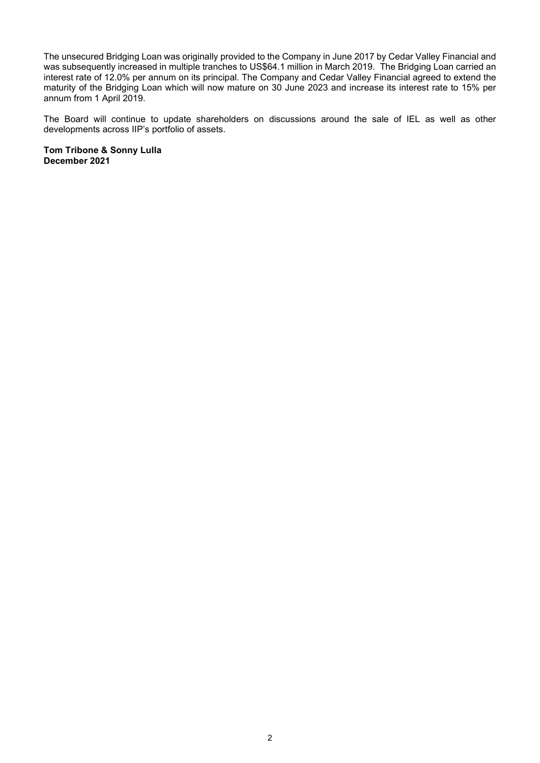The unsecured Bridging Loan was originally provided to the Company in June 2017 by Cedar Valley Financial and was subsequently increased in multiple tranches to US$64.1 million in March 2019. The Bridging Loan carried an interest rate of 12.0% per annum on its principal. The Company and Cedar Valley Financial agreed to extend the maturity of the Bridging Loan which will now mature on 30 June 2023 and increase its interest rate to 15% per annum from 1 April 2019.

The Board will continue to update shareholders on discussions around the sale of IEL as well as other developments across IIP's portfolio of assets.

**Tom Tribone & Sonny Lulla**
**December 2021**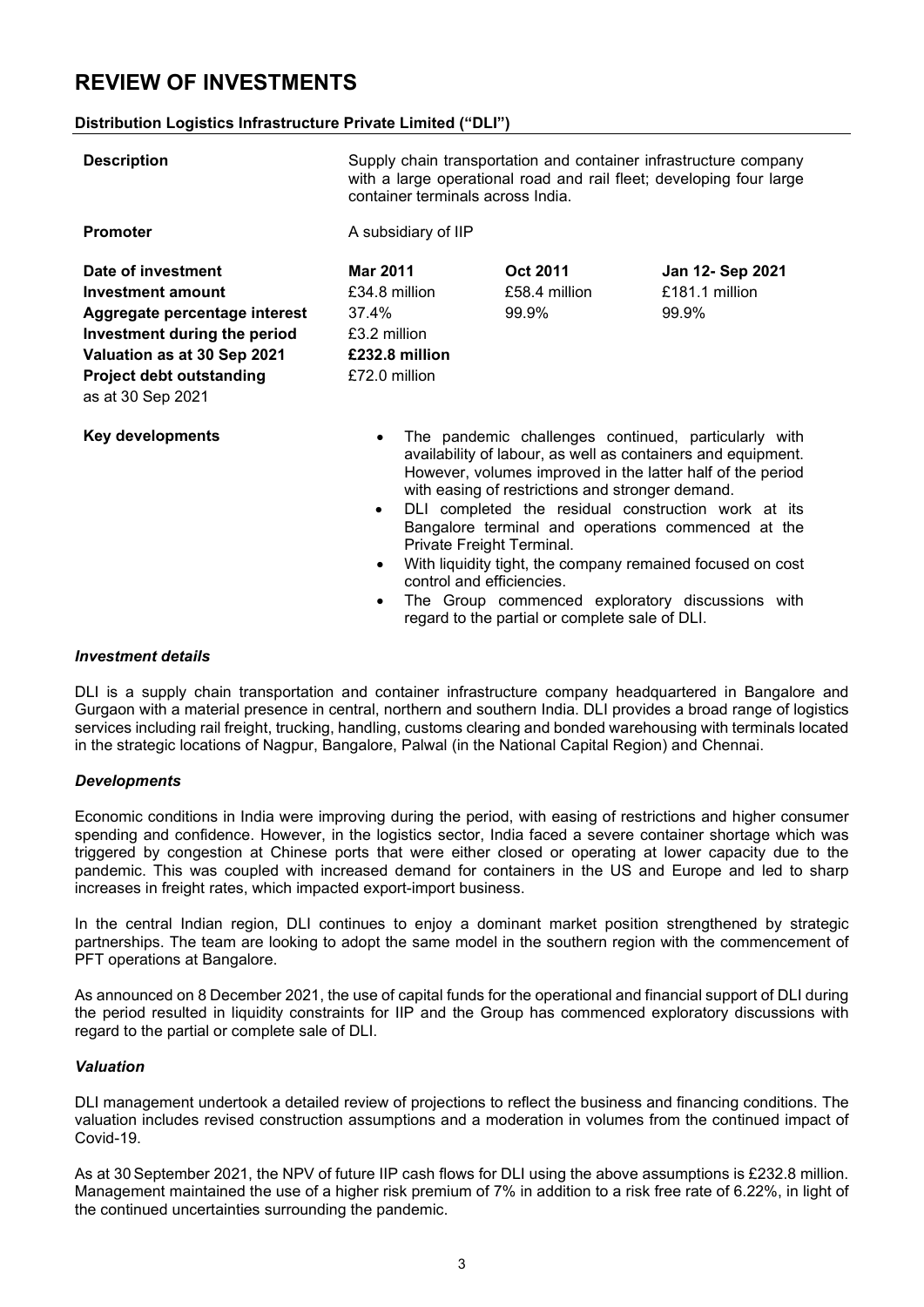# REVIEW OF INVESTMENTS

**Distribution Logistics Infrastructure Private Limited ("DLI")**

| | | | |
|---|---|---|---|
| **Description** | Supply chain transportation and container infrastructure company with a large operational road and rail fleet; developing four large container terminals across India. | | |
| **Promoter** | A subsidiary of IIP | | |
| **Date of investment** | **Mar 2011** | **Oct 2011** | **Jan 12- Sep 2021** |
| **Investment amount** | £34.8 million | £58.4 million | £181.1 million |
| **Aggregate percentage interest** | 37.4% | 99.9% | 99.9% |
| **Investment during the period** | £3.2 million | | |
| **Valuation as at 30 Sep 2021** | **£232.8 million** | | |
| **Project debt outstanding** as at 30 Sep 2021 | £72.0 million | | |

**Key developments**

- The pandemic challenges continued, particularly with availability of labour, as well as containers and equipment. However, volumes improved in the latter half of the period with easing of restrictions and stronger demand.
- DLI completed the residual construction work at its Bangalore terminal and operations commenced at the Private Freight Terminal.
- With liquidity tight, the company remained focused on cost control and efficiencies.
- The Group commenced exploratory discussions with regard to the partial or complete sale of DLI.

### *Investment details*

DLI is a supply chain transportation and container infrastructure company headquartered in Bangalore and Gurgaon with a material presence in central, northern and southern India. DLI provides a broad range of logistics services including rail freight, trucking, handling, customs clearing and bonded warehousing with terminals located in the strategic locations of Nagpur, Bangalore, Palwal (in the National Capital Region) and Chennai.

### *Developments*

Economic conditions in India were improving during the period, with easing of restrictions and higher consumer spending and confidence. However, in the logistics sector, India faced a severe container shortage which was triggered by congestion at Chinese ports that were either closed or operating at lower capacity due to the pandemic. This was coupled with increased demand for containers in the US and Europe and led to sharp increases in freight rates, which impacted export-import business.

In the central Indian region, DLI continues to enjoy a dominant market position strengthened by strategic partnerships. The team are looking to adopt the same model in the southern region with the commencement of PFT operations at Bangalore.

As announced on 8 December 2021, the use of capital funds for the operational and financial support of DLI during the period resulted in liquidity constraints for IIP and the Group has commenced exploratory discussions with regard to the partial or complete sale of DLI.

### *Valuation*

DLI management undertook a detailed review of projections to reflect the business and financing conditions. The valuation includes revised construction assumptions and a moderation in volumes from the continued impact of Covid-19.

As at 30 September 2021, the NPV of future IIP cash flows for DLI using the above assumptions is £232.8 million. Management maintained the use of a higher risk premium of 7% in addition to a risk free rate of 6.22%, in light of the continued uncertainties surrounding the pandemic.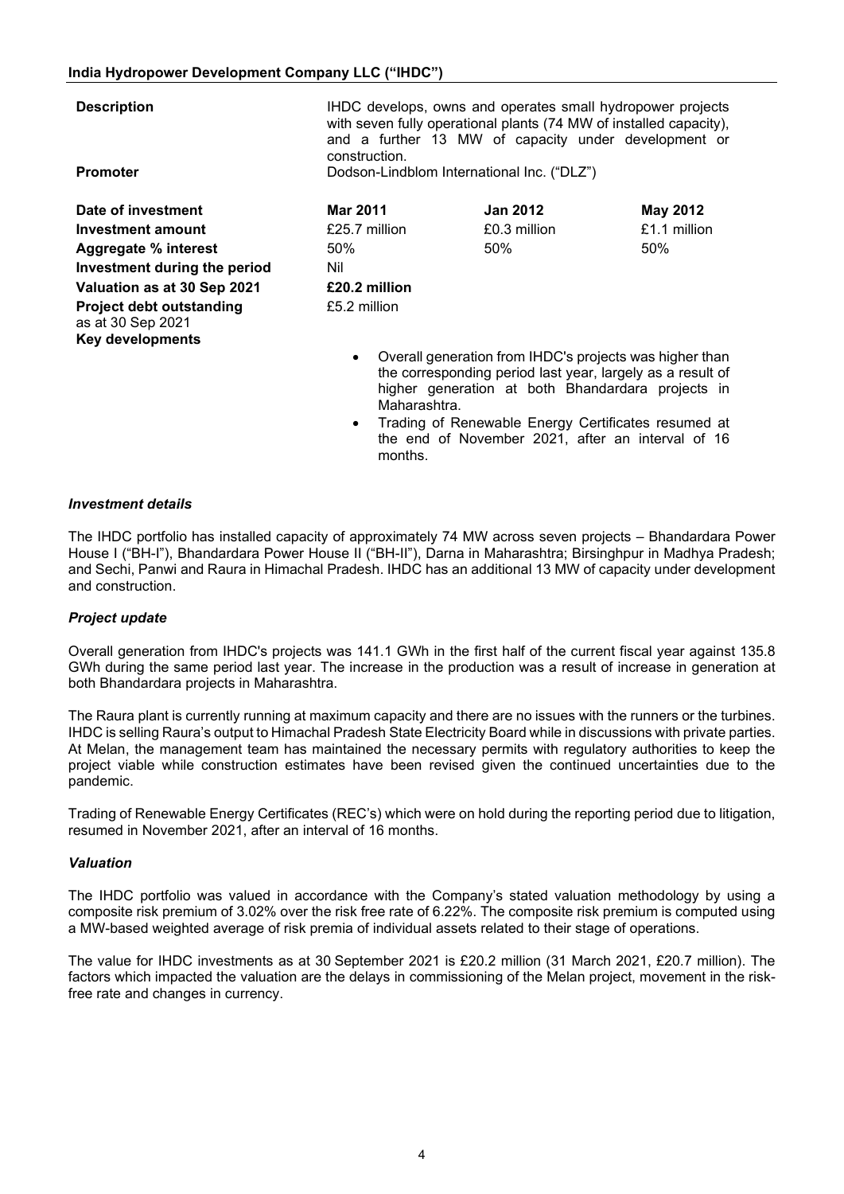## India Hydropower Development Company LLC ("IHDC")

| | | | |
|---|---|---|---|
| **Description** | IHDC develops, owns and operates small hydropower projects with seven fully operational plants (74 MW of installed capacity), and a further 13 MW of capacity under development or construction. | | |
| **Promoter** | Dodson-Lindblom International Inc. ("DLZ") | | |
| **Date of investment** | **Mar 2011** | **Jan 2012** | **May 2012** |
| **Investment amount** | £25.7 million | £0.3 million | £1.1 million |
| **Aggregate % interest** | 50% | 50% | 50% |
| **Investment during the period** | Nil | | |
| **Valuation as at 30 Sep 2021** | **£20.2 million** | | |
| **Project debt outstanding** as at 30 Sep 2021 | £5.2 million | | |

**Key developments**

- Overall generation from IHDC's projects was higher than the corresponding period last year, largely as a result of higher generation at both Bhandardara projects in Maharashtra.
- Trading of Renewable Energy Certificates resumed at the end of November 2021, after an interval of 16 months.

### *Investment details*

The IHDC portfolio has installed capacity of approximately 74 MW across seven projects – Bhandardara Power House I ("BH-I"), Bhandardara Power House II ("BH-II"), Darna in Maharashtra; Birsinghpur in Madhya Pradesh; and Sechi, Panwi and Raura in Himachal Pradesh. IHDC has an additional 13 MW of capacity under development and construction.

### *Project update*

Overall generation from IHDC's projects was 141.1 GWh in the first half of the current fiscal year against 135.8 GWh during the same period last year. The increase in the production was a result of increase in generation at both Bhandardara projects in Maharashtra.

The Raura plant is currently running at maximum capacity and there are no issues with the runners or the turbines. IHDC is selling Raura's output to Himachal Pradesh State Electricity Board while in discussions with private parties. At Melan, the management team has maintained the necessary permits with regulatory authorities to keep the project viable while construction estimates have been revised given the continued uncertainties due to the pandemic.

Trading of Renewable Energy Certificates (REC's) which were on hold during the reporting period due to litigation, resumed in November 2021, after an interval of 16 months.

### *Valuation*

The IHDC portfolio was valued in accordance with the Company's stated valuation methodology by using a composite risk premium of 3.02% over the risk free rate of 6.22%. The composite risk premium is computed using a MW-based weighted average of risk premia of individual assets related to their stage of operations.

The value for IHDC investments as at 30 September 2021 is £20.2 million (31 March 2021, £20.7 million). The factors which impacted the valuation are the delays in commissioning of the Melan project, movement in the risk-free rate and changes in currency.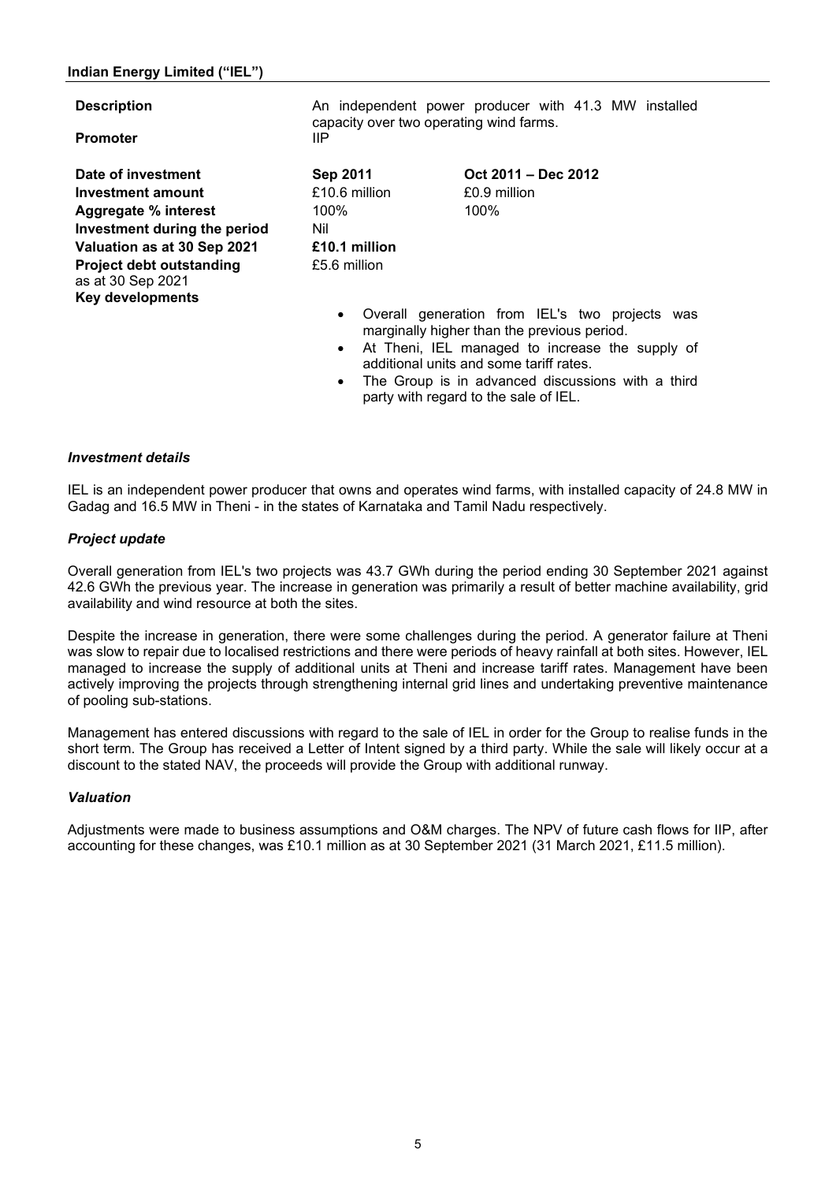## Indian Energy Limited ("IEL")

| | | |
|---|---|---|
| **Description** | An independent power producer with 41.3 MW installed capacity over two operating wind farms. | |
| **Promoter** | IIP | |
| **Date of investment** | **Sep 2011** | **Oct 2011 – Dec 2012** |
| **Investment amount** | £10.6 million | £0.9 million |
| **Aggregate % interest** | 100% | 100% |
| **Investment during the period** | Nil | |
| **Valuation as at 30 Sep 2021** | **£10.1 million** | |
| **Project debt outstanding** as at 30 Sep 2021 | £5.6 million | |

**Key developments**

- Overall generation from IEL's two projects was marginally higher than the previous period.
- At Theni, IEL managed to increase the supply of additional units and some tariff rates.
- The Group is in advanced discussions with a third party with regard to the sale of IEL.

### *Investment details*

IEL is an independent power producer that owns and operates wind farms, with installed capacity of 24.8 MW in Gadag and 16.5 MW in Theni - in the states of Karnataka and Tamil Nadu respectively.

### *Project update*

Overall generation from IEL's two projects was 43.7 GWh during the period ending 30 September 2021 against 42.6 GWh the previous year. The increase in generation was primarily a result of better machine availability, grid availability and wind resource at both the sites.

Despite the increase in generation, there were some challenges during the period. A generator failure at Theni was slow to repair due to localised restrictions and there were periods of heavy rainfall at both sites. However, IEL managed to increase the supply of additional units at Theni and increase tariff rates. Management have been actively improving the projects through strengthening internal grid lines and undertaking preventive maintenance of pooling sub-stations.

Management has entered discussions with regard to the sale of IEL in order for the Group to realise funds in the short term. The Group has received a Letter of Intent signed by a third party. While the sale will likely occur at a discount to the stated NAV, the proceeds will provide the Group with additional runway.

### *Valuation*

Adjustments were made to business assumptions and O&M charges. The NPV of future cash flows for IIP, after accounting for these changes, was £10.1 million as at 30 September 2021 (31 March 2021, £11.5 million).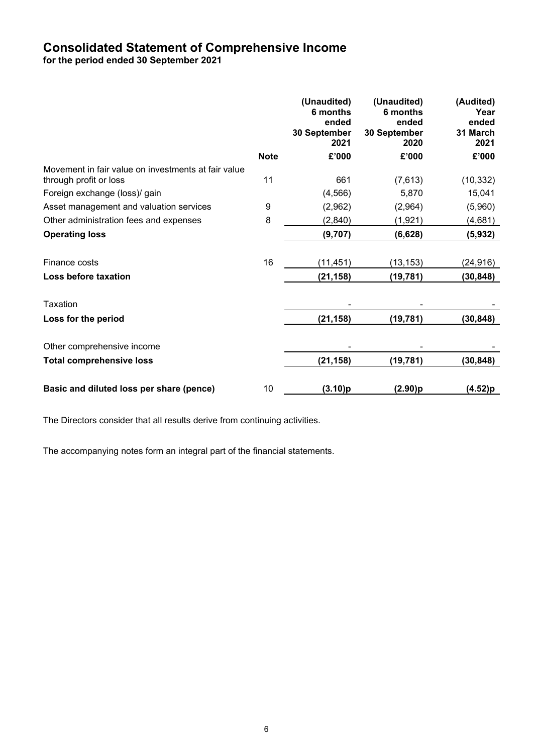# Consolidated Statement of Comprehensive Income

**for the period ended 30 September 2021**

| | Note | (Unaudited) 6 months ended 30 September 2021 | (Unaudited) 6 months ended 30 September 2020 | (Audited) Year ended 31 March 2021 |
|---|---|---|---|---|
| | | £'000 | £'000 | £'000 |
| Movement in fair value on investments at fair value through profit or loss | 11 | 661 | (7,613) | (10,332) |
| Foreign exchange (loss)/ gain | | (4,566) | 5,870 | 15,041 |
| Asset management and valuation services | 9 | (2,962) | (2,964) | (5,960) |
| Other administration fees and expenses | 8 | (2,840) | (1,921) | (4,681) |
| **Operating loss** | | **(9,707)** | **(6,628)** | **(5,932)** |
| Finance costs | 16 | (11,451) | (13,153) | (24,916) |
| **Loss before taxation** | | **(21,158)** | **(19,781)** | **(30,848)** |
| Taxation | | - | - | - |
| **Loss for the period** | | **(21,158)** | **(19,781)** | **(30,848)** |
| Other comprehensive income | | - | - | - |
| **Total comprehensive loss** | | **(21,158)** | **(19,781)** | **(30,848)** |
| **Basic and diluted loss per share (pence)** | 10 | **(3.10)p** | **(2.90)p** | **(4.52)p** |

The Directors consider that all results derive from continuing activities.

The accompanying notes form an integral part of the financial statements.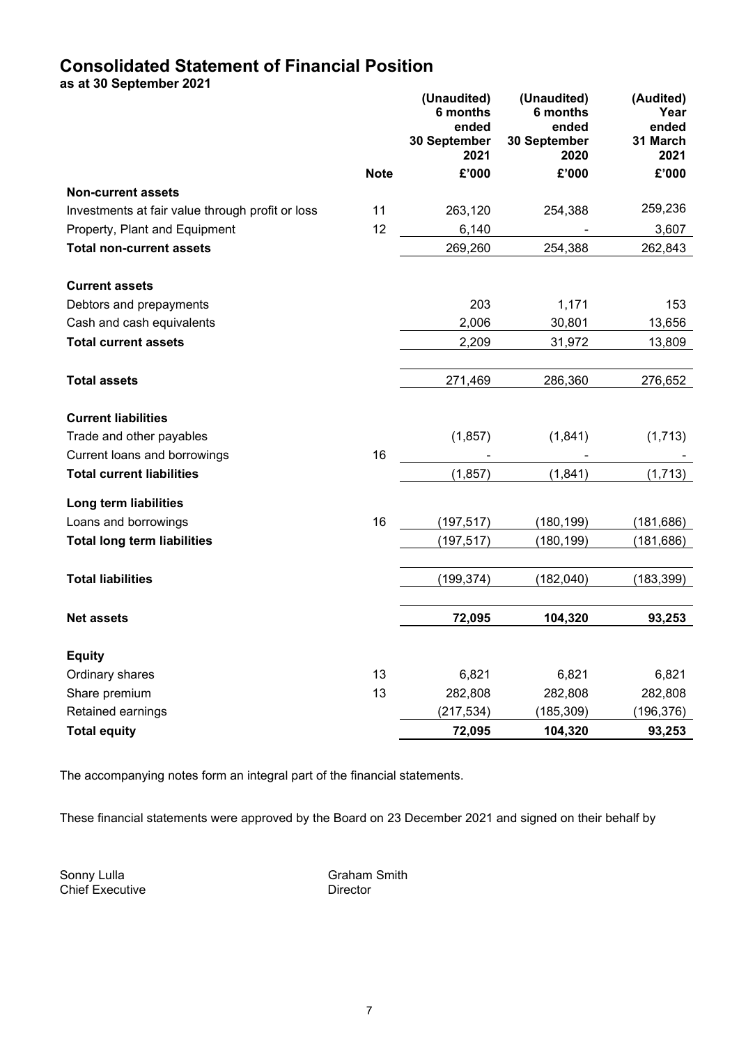# Consolidated Statement of Financial Position

**as at 30 September 2021**

| | Note | (Unaudited) 6 months ended 30 September 2021 | (Unaudited) 6 months ended 30 September 2020 | (Audited) Year ended 31 March 2021 |
|---|---|---|---|---|
| | | £'000 | £'000 | £'000 |
| **Non-current assets** | | | | |
| Investments at fair value through profit or loss | 11 | 263,120 | 254,388 | 259,236 |
| Property, Plant and Equipment | 12 | 6,140 | - | 3,607 |
| **Total non-current assets** | | 269,260 | 254,388 | 262,843 |
| **Current assets** | | | | |
| Debtors and prepayments | | 203 | 1,171 | 153 |
| Cash and cash equivalents | | 2,006 | 30,801 | 13,656 |
| **Total current assets** | | 2,209 | 31,972 | 13,809 |
| **Total assets** | | 271,469 | 286,360 | 276,652 |
| **Current liabilities** | | | | |
| Trade and other payables | | (1,857) | (1,841) | (1,713) |
| Current loans and borrowings | 16 | - | - | - |
| **Total current liabilities** | | (1,857) | (1,841) | (1,713) |
| **Long term liabilities** | | | | |
| Loans and borrowings | 16 | (197,517) | (180,199) | (181,686) |
| **Total long term liabilities** | | (197,517) | (180,199) | (181,686) |
| **Total liabilities** | | (199,374) | (182,040) | (183,399) |
| **Net assets** | | **72,095** | **104,320** | **93,253** |
| **Equity** | | | | |
| Ordinary shares | 13 | 6,821 | 6,821 | 6,821 |
| Share premium | 13 | 282,808 | 282,808 | 282,808 |
| Retained earnings | | (217,534) | (185,309) | (196,376) |
| **Total equity** | | **72,095** | **104,320** | **93,253** |

The accompanying notes form an integral part of the financial statements.

These financial statements were approved by the Board on 23 December 2021 and signed on their behalf by

Sonny Lulla
Chief Executive

Graham Smith
Director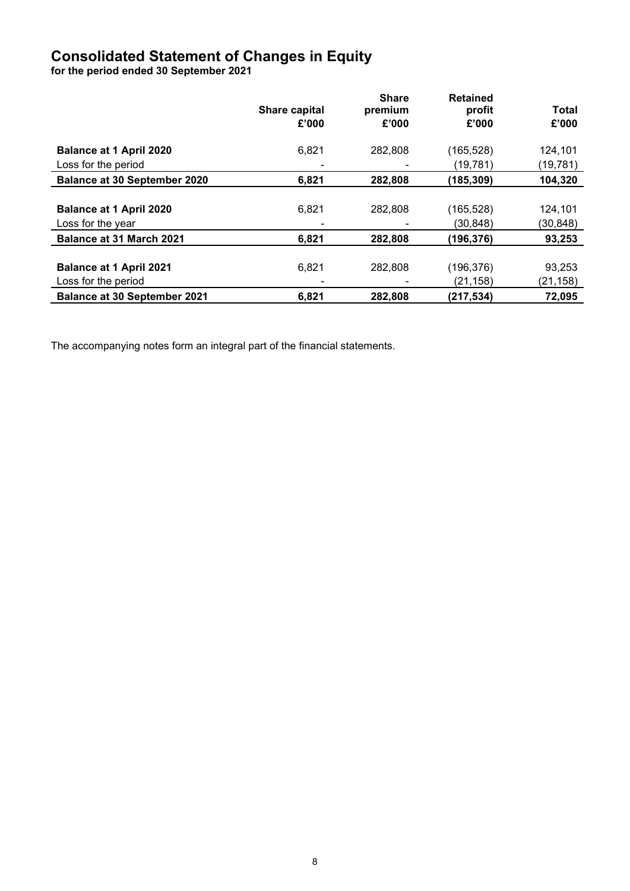# Consolidated Statement of Changes in Equity

**for the period ended 30 September 2021**

| | Share capital £'000 | Share premium £'000 | Retained profit £'000 | Total £'000 |
|---|---|---|---|---|
| **Balance at 1 April 2020** | 6,821 | 282,808 | (165,528) | 124,101 |
| Loss for the period | - | - | (19,781) | (19,781) |
| **Balance at 30 September 2020** | **6,821** | **282,808** | **(185,309)** | **104,320** |
| | | | | |
| **Balance at 1 April 2020** | 6,821 | 282,808 | (165,528) | 124,101 |
| Loss for the year | - | - | (30,848) | (30,848) |
| **Balance at 31 March 2021** | **6,821** | **282,808** | **(196,376)** | **93,253** |
| | | | | |
| **Balance at 1 April 2021** | 6,821 | 282,808 | (196,376) | 93,253 |
| Loss for the period | - | - | (21,158) | (21,158) |
| **Balance at 30 September 2021** | **6,821** | **282,808** | **(217,534)** | **72,095** |

The accompanying notes form an integral part of the financial statements.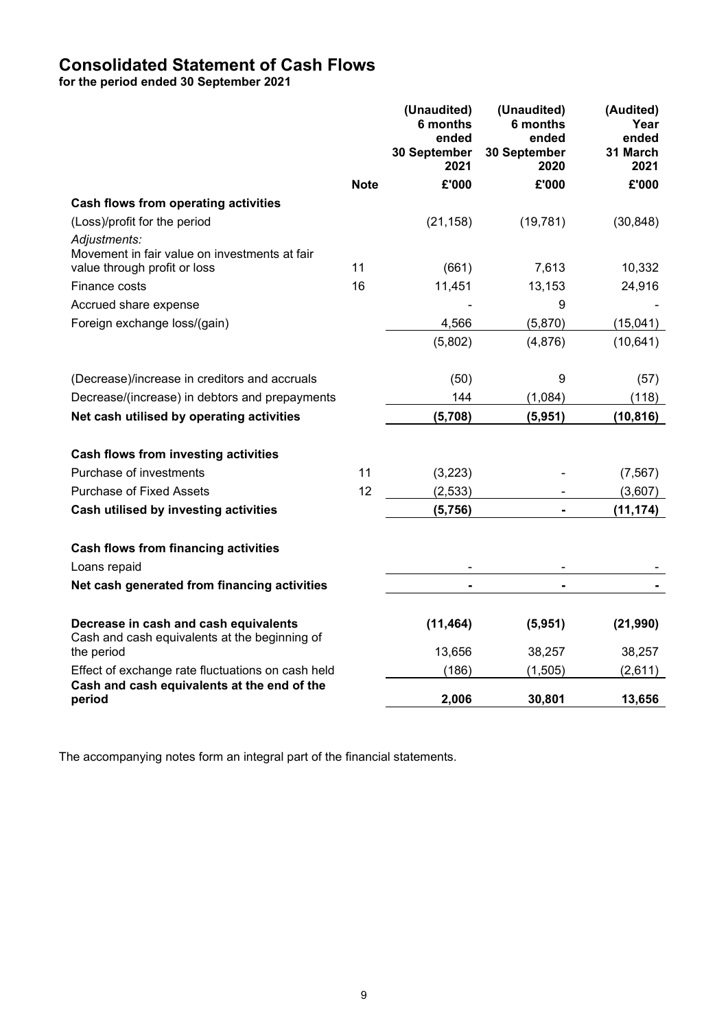# Consolidated Statement of Cash Flows

**for the period ended 30 September 2021**

| | Note | (Unaudited) 6 months ended 30 September 2021 | (Unaudited) 6 months ended 30 September 2020 | (Audited) Year ended 31 March 2021 |
|---|---|---|---|---|
| | | £'000 | £'000 | £'000 |
| **Cash flows from operating activities** | | | | |
| (Loss)/profit for the period | | (21,158) | (19,781) | (30,848) |
| *Adjustments:* | | | | |
| Movement in fair value on investments at fair value through profit or loss | 11 | (661) | 7,613 | 10,332 |
| Finance costs | 16 | 11,451 | 13,153 | 24,916 |
| Accrued share expense | | - | 9 | - |
| Foreign exchange loss/(gain) | | 4,566 | (5,870) | (15,041) |
| | | (5,802) | (4,876) | (10,641) |
| (Decrease)/increase in creditors and accruals | | (50) | 9 | (57) |
| Decrease/(increase) in debtors and prepayments | | 144 | (1,084) | (118) |
| **Net cash utilised by operating activities** | | **(5,708)** | **(5,951)** | **(10,816)** |
| **Cash flows from investing activities** | | | | |
| Purchase of investments | 11 | (3,223) | - | (7,567) |
| Purchase of Fixed Assets | 12 | (2,533) | - | (3,607) |
| **Cash utilised by investing activities** | | **(5,756)** | **-** | **(11,174)** |
| **Cash flows from financing activities** | | | | |
| Loans repaid | | - | - | - |
| **Net cash generated from financing activities** | | **-** | **-** | **-** |
| **Decrease in cash and cash equivalents** | | **(11,464)** | **(5,951)** | **(21,990)** |
| Cash and cash equivalents at the beginning of the period | | 13,656 | 38,257 | 38,257 |
| Effect of exchange rate fluctuations on cash held | | (186) | (1,505) | (2,611) |
| **Cash and cash equivalents at the end of the period** | | **2,006** | **30,801** | **13,656** |

The accompanying notes form an integral part of the financial statements.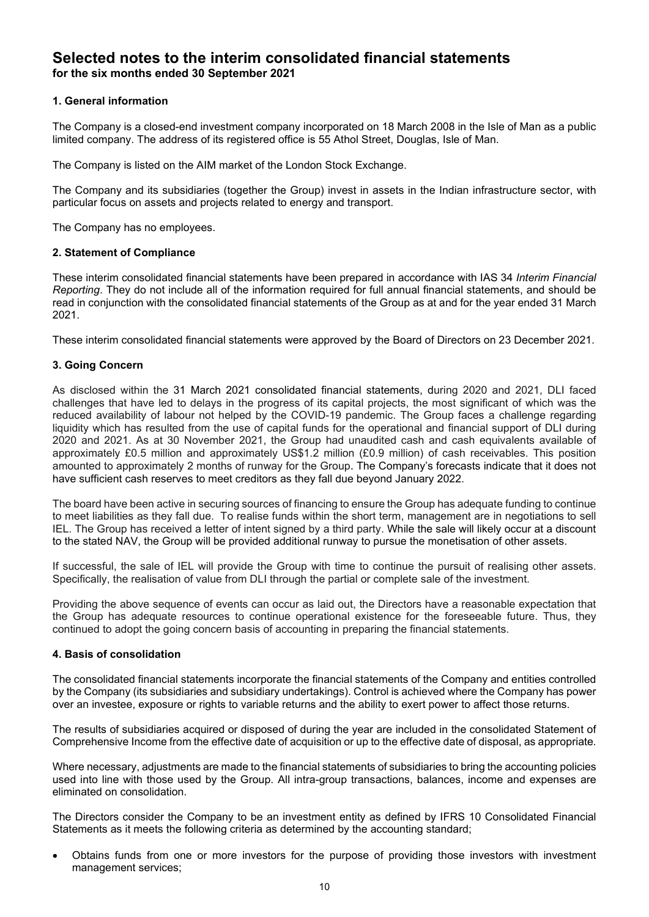# Selected notes to the interim consolidated financial statements
**for the six months ended 30 September 2021**

### 1. General information

The Company is a closed-end investment company incorporated on 18 March 2008 in the Isle of Man as a public limited company. The address of its registered office is 55 Athol Street, Douglas, Isle of Man.

The Company is listed on the AIM market of the London Stock Exchange.

The Company and its subsidiaries (together the Group) invest in assets in the Indian infrastructure sector, with particular focus on assets and projects related to energy and transport.

The Company has no employees.

### 2. Statement of Compliance

These interim consolidated financial statements have been prepared in accordance with IAS 34 *Interim Financial Reporting*. They do not include all of the information required for full annual financial statements, and should be read in conjunction with the consolidated financial statements of the Group as at and for the year ended 31 March 2021.

These interim consolidated financial statements were approved by the Board of Directors on 23 December 2021.

### 3. Going Concern

As disclosed within the 31 March 2021 consolidated financial statements, during 2020 and 2021, DLI faced challenges that have led to delays in the progress of its capital projects, the most significant of which was the reduced availability of labour not helped by the COVID-19 pandemic. The Group faces a challenge regarding liquidity which has resulted from the use of capital funds for the operational and financial support of DLI during 2020 and 2021. As at 30 November 2021, the Group had unaudited cash and cash equivalents available of approximately £0.5 million and approximately US$1.2 million (£0.9 million) of cash receivables. This position amounted to approximately 2 months of runway for the Group. The Company's forecasts indicate that it does not have sufficient cash reserves to meet creditors as they fall due beyond January 2022.

The board have been active in securing sources of financing to ensure the Group has adequate funding to continue to meet liabilities as they fall due. To realise funds within the short term, management are in negotiations to sell IEL. The Group has received a letter of intent signed by a third party. While the sale will likely occur at a discount to the stated NAV, the Group will be provided additional runway to pursue the monetisation of other assets.

If successful, the sale of IEL will provide the Group with time to continue the pursuit of realising other assets. Specifically, the realisation of value from DLI through the partial or complete sale of the investment.

Providing the above sequence of events can occur as laid out, the Directors have a reasonable expectation that the Group has adequate resources to continue operational existence for the foreseeable future. Thus, they continued to adopt the going concern basis of accounting in preparing the financial statements.

### 4. Basis of consolidation

The consolidated financial statements incorporate the financial statements of the Company and entities controlled by the Company (its subsidiaries and subsidiary undertakings). Control is achieved where the Company has power over an investee, exposure or rights to variable returns and the ability to exert power to affect those returns.

The results of subsidiaries acquired or disposed of during the year are included in the consolidated Statement of Comprehensive Income from the effective date of acquisition or up to the effective date of disposal, as appropriate.

Where necessary, adjustments are made to the financial statements of subsidiaries to bring the accounting policies used into line with those used by the Group. All intra-group transactions, balances, income and expenses are eliminated on consolidation.

The Directors consider the Company to be an investment entity as defined by IFRS 10 Consolidated Financial Statements as it meets the following criteria as determined by the accounting standard;

- Obtains funds from one or more investors for the purpose of providing those investors with investment management services;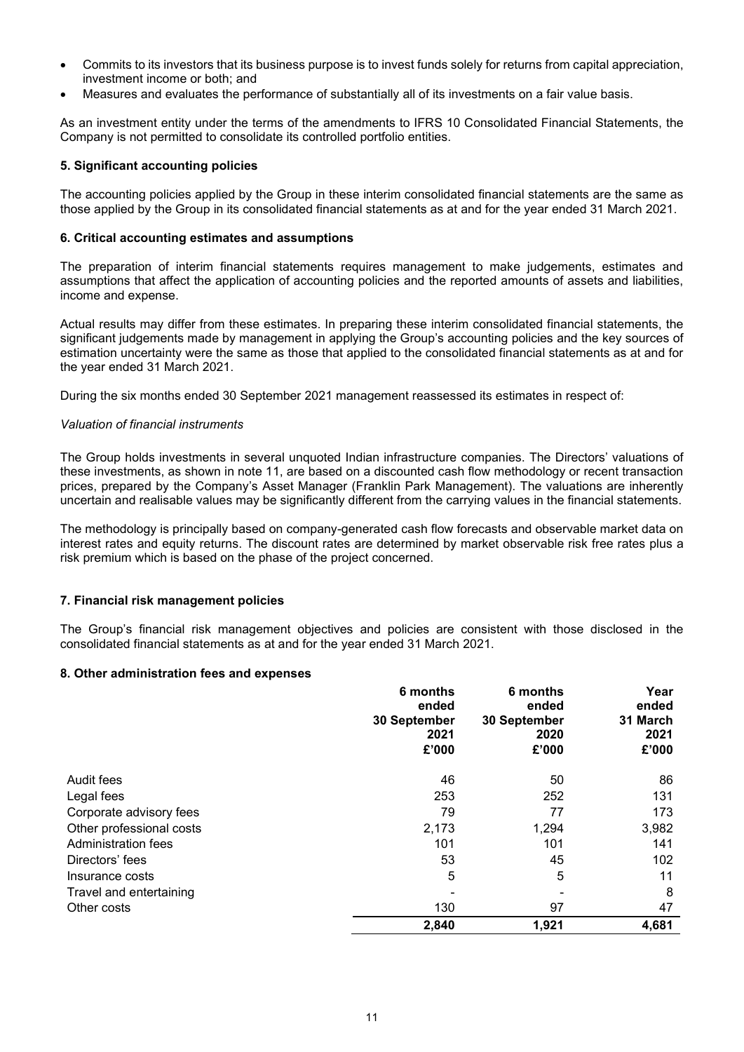- Commits to its investors that its business purpose is to invest funds solely for returns from capital appreciation, investment income or both; and
- Measures and evaluates the performance of substantially all of its investments on a fair value basis.

As an investment entity under the terms of the amendments to IFRS 10 Consolidated Financial Statements, the Company is not permitted to consolidate its controlled portfolio entities.

### 5. Significant accounting policies

The accounting policies applied by the Group in these interim consolidated financial statements are the same as those applied by the Group in its consolidated financial statements as at and for the year ended 31 March 2021.

### 6. Critical accounting estimates and assumptions

The preparation of interim financial statements requires management to make judgements, estimates and assumptions that affect the application of accounting policies and the reported amounts of assets and liabilities, income and expense.

Actual results may differ from these estimates. In preparing these interim consolidated financial statements, the significant judgements made by management in applying the Group's accounting policies and the key sources of estimation uncertainty were the same as those that applied to the consolidated financial statements as at and for the year ended 31 March 2021.

During the six months ended 30 September 2021 management reassessed its estimates in respect of:

*Valuation of financial instruments*

The Group holds investments in several unquoted Indian infrastructure companies. The Directors' valuations of these investments, as shown in note 11, are based on a discounted cash flow methodology or recent transaction prices, prepared by the Company's Asset Manager (Franklin Park Management). The valuations are inherently uncertain and realisable values may be significantly different from the carrying values in the financial statements.

The methodology is principally based on company-generated cash flow forecasts and observable market data on interest rates and equity returns. The discount rates are determined by market observable risk free rates plus a risk premium which is based on the phase of the project concerned.

### 7. Financial risk management policies

The Group's financial risk management objectives and policies are consistent with those disclosed in the consolidated financial statements as at and for the year ended 31 March 2021.

### 8. Other administration fees and expenses

| | 6 months ended 30 September 2021 £'000 | 6 months ended 30 September 2020 £'000 | Year ended 31 March 2021 £'000 |
|---|---|---|---|
| Audit fees | 46 | 50 | 86 |
| Legal fees | 253 | 252 | 131 |
| Corporate advisory fees | 79 | 77 | 173 |
| Other professional costs | 2,173 | 1,294 | 3,982 |
| Administration fees | 101 | 101 | 141 |
| Directors' fees | 53 | 45 | 102 |
| Insurance costs | 5 | 5 | 11 |
| Travel and entertaining | - | - | 8 |
| Other costs | 130 | 97 | 47 |
| | **2,840** | **1,921** | **4,681** |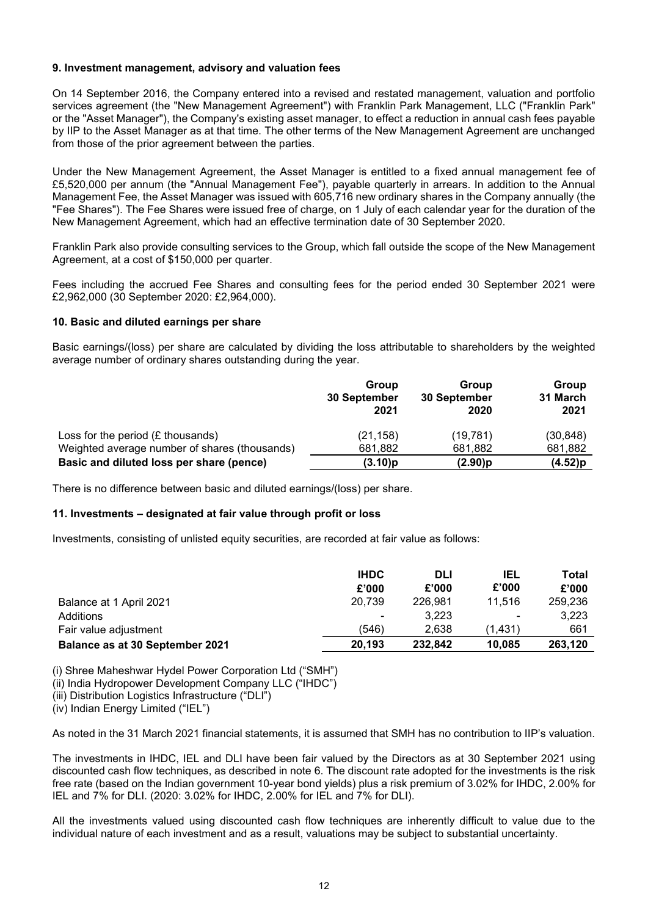### 9. Investment management, advisory and valuation fees

On 14 September 2016, the Company entered into a revised and restated management, valuation and portfolio services agreement (the "New Management Agreement") with Franklin Park Management, LLC ("Franklin Park" or the "Asset Manager"), the Company's existing asset manager, to effect a reduction in annual cash fees payable by IIP to the Asset Manager as at that time. The other terms of the New Management Agreement are unchanged from those of the prior agreement between the parties.

Under the New Management Agreement, the Asset Manager is entitled to a fixed annual management fee of £5,520,000 per annum (the "Annual Management Fee"), payable quarterly in arrears. In addition to the Annual Management Fee, the Asset Manager was issued with 605,716 new ordinary shares in the Company annually (the "Fee Shares"). The Fee Shares were issued free of charge, on 1 July of each calendar year for the duration of the New Management Agreement, which had an effective termination date of 30 September 2020.

Franklin Park also provide consulting services to the Group, which fall outside the scope of the New Management Agreement, at a cost of $150,000 per quarter.

Fees including the accrued Fee Shares and consulting fees for the period ended 30 September 2021 were £2,962,000 (30 September 2020: £2,964,000).

### 10. Basic and diluted earnings per share

Basic earnings/(loss) per share are calculated by dividing the loss attributable to shareholders by the weighted average number of ordinary shares outstanding during the year.

| | Group 30 September 2021 | Group 30 September 2020 | Group 31 March 2021 |
|---|---|---|---|
| Loss for the period (£ thousands) | (21,158) | (19,781) | (30,848) |
| Weighted average number of shares (thousands) | 681,882 | 681,882 | 681,882 |
| **Basic and diluted loss per share (pence)** | **(3.10)p** | **(2.90)p** | **(4.52)p** |

There is no difference between basic and diluted earnings/(loss) per share.

### 11. Investments – designated at fair value through profit or loss

Investments, consisting of unlisted equity securities, are recorded at fair value as follows:

| | IHDC £'000 | DLI £'000 | IEL £'000 | Total £'000 |
|---|---|---|---|---|
| Balance at 1 April 2021 | 20,739 | 226,981 | 11,516 | 259,236 |
| Additions | - | 3,223 | - | 3,223 |
| Fair value adjustment | (546) | 2,638 | (1,431) | 661 |
| **Balance as at 30 September 2021** | **20,193** | **232,842** | **10,085** | **263,120** |

(i) Shree Maheshwar Hydel Power Corporation Ltd ("SMH")
(ii) India Hydropower Development Company LLC ("IHDC")
(iii) Distribution Logistics Infrastructure ("DLI")
(iv) Indian Energy Limited ("IEL")

As noted in the 31 March 2021 financial statements, it is assumed that SMH has no contribution to IIP's valuation.

The investments in IHDC, IEL and DLI have been fair valued by the Directors as at 30 September 2021 using discounted cash flow techniques, as described in note 6. The discount rate adopted for the investments is the risk free rate (based on the Indian government 10-year bond yields) plus a risk premium of 3.02% for IHDC, 2.00% for IEL and 7% for DLI. (2020: 3.02% for IHDC, 2.00% for IEL and 7% for DLI).

All the investments valued using discounted cash flow techniques are inherently difficult to value due to the individual nature of each investment and as a result, valuations may be subject to substantial uncertainty.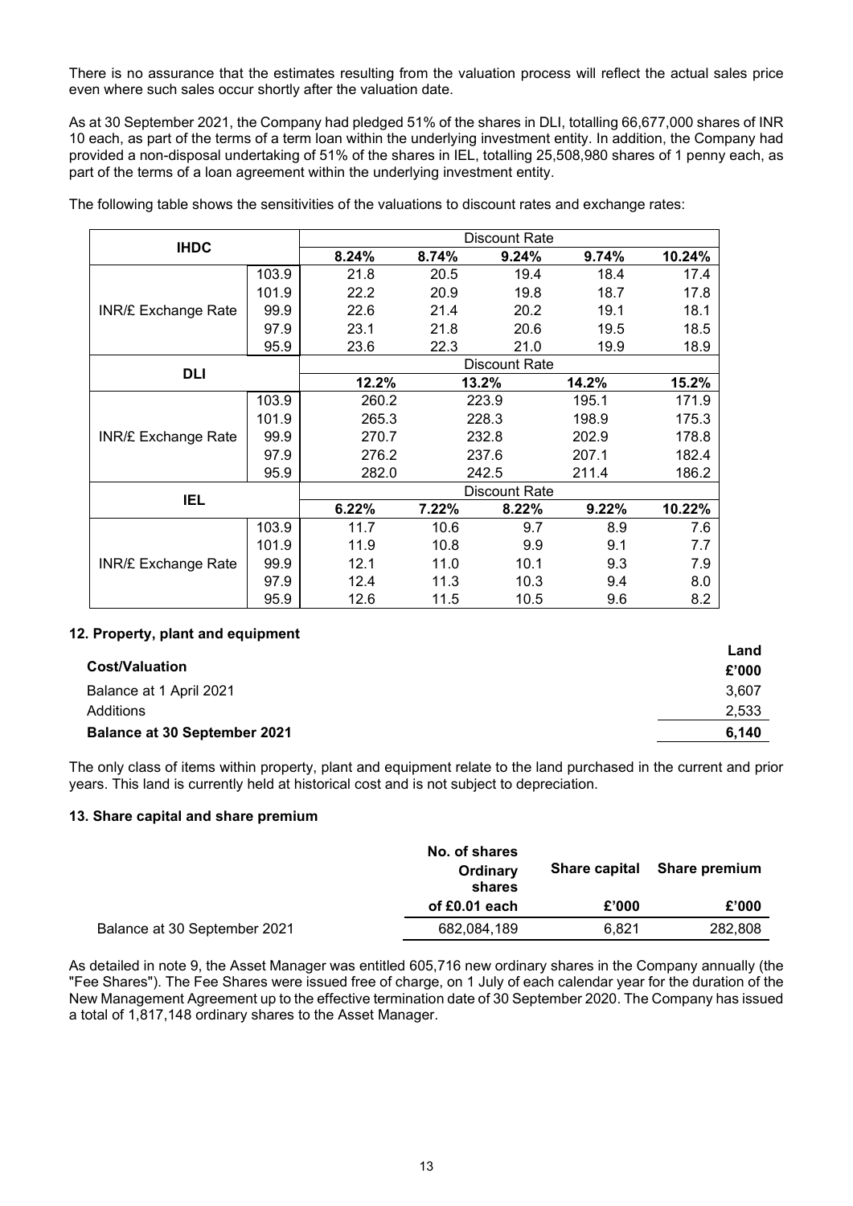There is no assurance that the estimates resulting from the valuation process will reflect the actual sales price even where such sales occur shortly after the valuation date.

As at 30 September 2021, the Company had pledged 51% of the shares in DLI, totalling 66,677,000 shares of INR 10 each, as part of the terms of a term loan within the underlying investment entity. In addition, the Company had provided a non-disposal undertaking of 51% of the shares in IEL, totalling 25,508,980 shares of 1 penny each, as part of the terms of a loan agreement within the underlying investment entity.

The following table shows the sensitivities of the valuations to discount rates and exchange rates:

| IHDC | | Discount Rate | | | | |
|---|---|---|---|---|---|---|
| | | **8.24%** | **8.74%** | **9.24%** | **9.74%** | **10.24%** |
| INR/£ Exchange Rate | 103.9 | 21.8 | 20.5 | 19.4 | 18.4 | 17.4 |
| | 101.9 | 22.2 | 20.9 | 19.8 | 18.7 | 17.8 |
| | 99.9 | 22.6 | 21.4 | 20.2 | 19.1 | 18.1 |
| | 97.9 | 23.1 | 21.8 | 20.6 | 19.5 | 18.5 |
| | 95.9 | 23.6 | 22.3 | 21.0 | 19.9 | 18.9 |

| DLI | | Discount Rate | | | |
|---|---|---|---|---|---|
| | | **12.2%** | **13.2%** | **14.2%** | **15.2%** |
| INR/£ Exchange Rate | 103.9 | 260.2 | 223.9 | 195.1 | 171.9 |
| | 101.9 | 265.3 | 228.3 | 198.9 | 175.3 |
| | 99.9 | 270.7 | 232.8 | 202.9 | 178.8 |
| | 97.9 | 276.2 | 237.6 | 207.1 | 182.4 |
| | 95.9 | 282.0 | 242.5 | 211.4 | 186.2 |

| IEL | | Discount Rate | | | | |
|---|---|---|---|---|---|---|
| | | **6.22%** | **7.22%** | **8.22%** | **9.22%** | **10.22%** |
| INR/£ Exchange Rate | 103.9 | 11.7 | 10.6 | 9.7 | 8.9 | 7.6 |
| | 101.9 | 11.9 | 10.8 | 9.9 | 9.1 | 7.7 |
| | 99.9 | 12.1 | 11.0 | 10.1 | 9.3 | 7.9 |
| | 97.9 | 12.4 | 11.3 | 10.3 | 9.4 | 8.0 |
| | 95.9 | 12.6 | 11.5 | 10.5 | 9.6 | 8.2 |

## 12. Property, plant and equipment

| **Cost/Valuation** | **Land £'000** |
|---|---|
| Balance at 1 April 2021 | 3,607 |
| Additions | 2,533 |
| **Balance at 30 September 2021** | **6,140** |

The only class of items within property, plant and equipment relate to the land purchased in the current and prior years. This land is currently held at historical cost and is not subject to depreciation.

## 13. Share capital and share premium

| | **No. of shares Ordinary shares of £0.01 each** | **Share capital £'000** | **Share premium £'000** |
|---|---|---|---|
| Balance at 30 September 2021 | 682,084,189 | 6,821 | 282,808 |

As detailed in note 9, the Asset Manager was entitled 605,716 new ordinary shares in the Company annually (the "Fee Shares"). The Fee Shares were issued free of charge, on 1 July of each calendar year for the duration of the New Management Agreement up to the effective termination date of 30 September 2020. The Company has issued a total of 1,817,148 ordinary shares to the Asset Manager.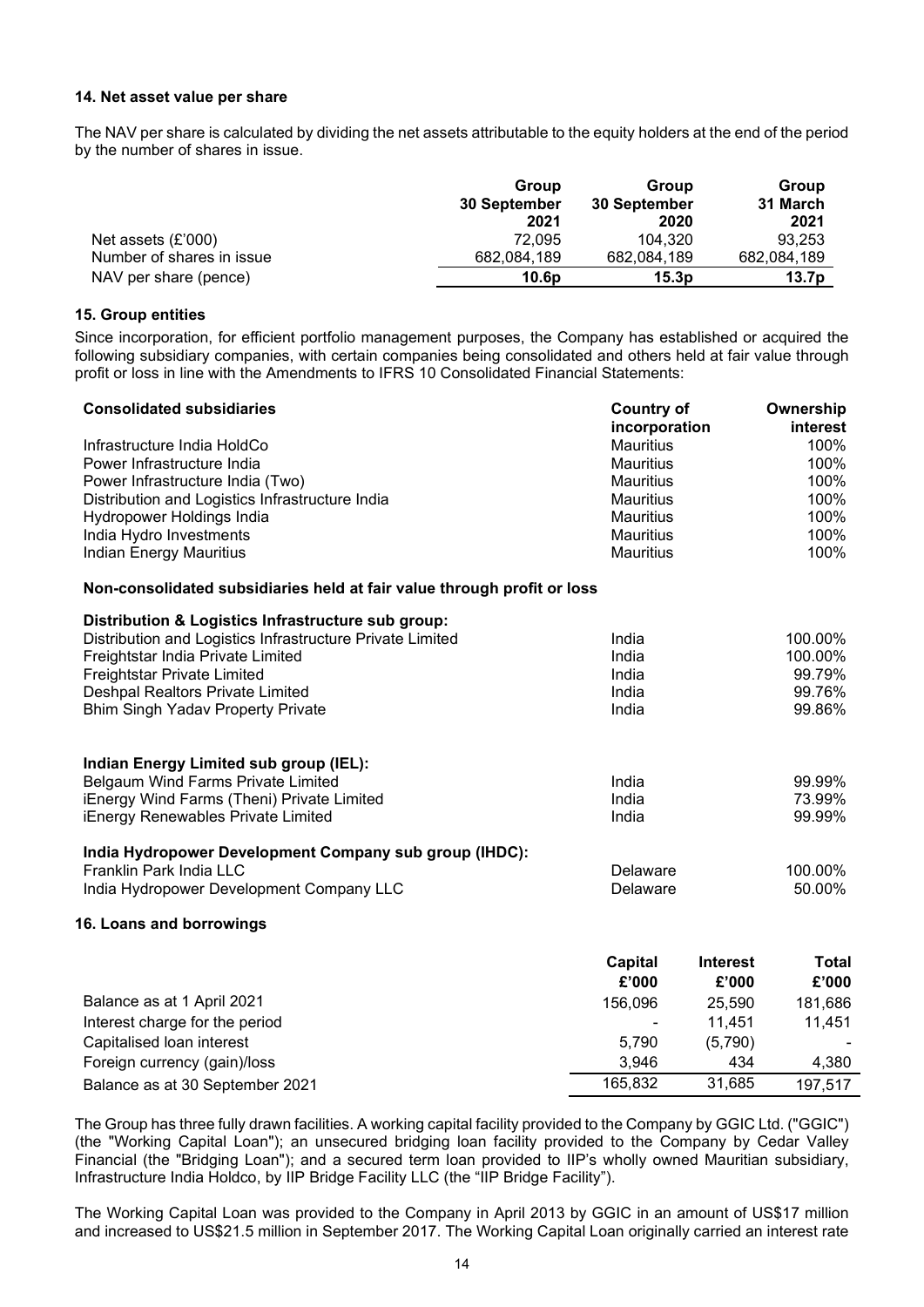### 14. Net asset value per share

The NAV per share is calculated by dividing the net assets attributable to the equity holders at the end of the period by the number of shares in issue.

| | Group 30 September 2021 | Group 30 September 2020 | Group 31 March 2021 |
|---|---|---|---|
| Net assets (£'000) | 72,095 | 104,320 | 93,253 |
| Number of shares in issue | 682,084,189 | 682,084,189 | 682,084,189 |
| NAV per share (pence) | **10.6p** | **15.3p** | **13.7p** |

### 15. Group entities

Since incorporation, for efficient portfolio management purposes, the Company has established or acquired the following subsidiary companies, with certain companies being consolidated and others held at fair value through profit or loss in line with the Amendments to IFRS 10 Consolidated Financial Statements:

| **Consolidated subsidiaries** | **Country of incorporation** | **Ownership interest** |
|---|---|---|
| Infrastructure India HoldCo | Mauritius | 100% |
| Power Infrastructure India | Mauritius | 100% |
| Power Infrastructure India (Two) | Mauritius | 100% |
| Distribution and Logistics Infrastructure India | Mauritius | 100% |
| Hydropower Holdings India | Mauritius | 100% |
| India Hydro Investments | Mauritius | 100% |
| Indian Energy Mauritius | Mauritius | 100% |
| **Non-consolidated subsidiaries held at fair value through profit or loss** | | |
| **Distribution & Logistics Infrastructure sub group:** | | |
| Distribution and Logistics Infrastructure Private Limited | India | 100.00% |
| Freightstar India Private Limited | India | 100.00% |
| Freightstar Private Limited | India | 99.79% |
| Deshpal Realtors Private Limited | India | 99.76% |
| Bhim Singh Yadav Property Private | India | 99.86% |
| **Indian Energy Limited sub group (IEL):** | | |
| Belgaum Wind Farms Private Limited | India | 99.99% |
| iEnergy Wind Farms (Theni) Private Limited | India | 73.99% |
| iEnergy Renewables Private Limited | India | 99.99% |
| **India Hydropower Development Company sub group (IHDC):** | | |
| Franklin Park India LLC | Delaware | 100.00% |
| India Hydropower Development Company LLC | Delaware | 50.00% |

### 16. Loans and borrowings

| | Capital £'000 | Interest £'000 | Total £'000 |
|---|---|---|---|
| Balance as at 1 April 2021 | 156,096 | 25,590 | 181,686 |
| Interest charge for the period | - | 11,451 | 11,451 |
| Capitalised loan interest | 5,790 | (5,790) | - |
| Foreign currency (gain)/loss | 3,946 | 434 | 4,380 |
| Balance as at 30 September 2021 | 165,832 | 31,685 | 197,517 |

The Group has three fully drawn facilities. A working capital facility provided to the Company by GGIC Ltd. ("GGIC") (the "Working Capital Loan"); an unsecured bridging loan facility provided to the Company by Cedar Valley Financial (the "Bridging Loan"); and a secured term loan provided to IIP's wholly owned Mauritian subsidiary, Infrastructure India Holdco, by IIP Bridge Facility LLC (the "IIP Bridge Facility").

The Working Capital Loan was provided to the Company in April 2013 by GGIC in an amount of US$17 million and increased to US$21.5 million in September 2017. The Working Capital Loan originally carried an interest rate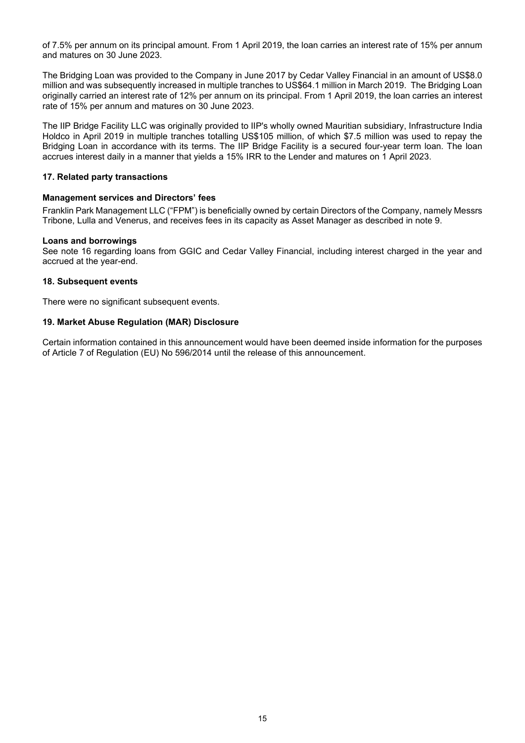of 7.5% per annum on its principal amount. From 1 April 2019, the loan carries an interest rate of 15% per annum and matures on 30 June 2023.

The Bridging Loan was provided to the Company in June 2017 by Cedar Valley Financial in an amount of US$8.0 million and was subsequently increased in multiple tranches to US$64.1 million in March 2019. The Bridging Loan originally carried an interest rate of 12% per annum on its principal. From 1 April 2019, the loan carries an interest rate of 15% per annum and matures on 30 June 2023.

The IIP Bridge Facility LLC was originally provided to IIP's wholly owned Mauritian subsidiary, Infrastructure India Holdco in April 2019 in multiple tranches totalling US$105 million, of which $7.5 million was used to repay the Bridging Loan in accordance with its terms. The IIP Bridge Facility is a secured four-year term loan. The loan accrues interest daily in a manner that yields a 15% IRR to the Lender and matures on 1 April 2023.

### 17. Related party transactions

**Management services and Directors' fees**

Franklin Park Management LLC ("FPM") is beneficially owned by certain Directors of the Company, namely Messrs Tribone, Lulla and Venerus, and receives fees in its capacity as Asset Manager as described in note 9.

**Loans and borrowings**

See note 16 regarding loans from GGIC and Cedar Valley Financial, including interest charged in the year and accrued at the year-end.

### 18. Subsequent events

There were no significant subsequent events.

### 19. Market Abuse Regulation (MAR) Disclosure

Certain information contained in this announcement would have been deemed inside information for the purposes of Article 7 of Regulation (EU) No 596/2014 until the release of this announcement.